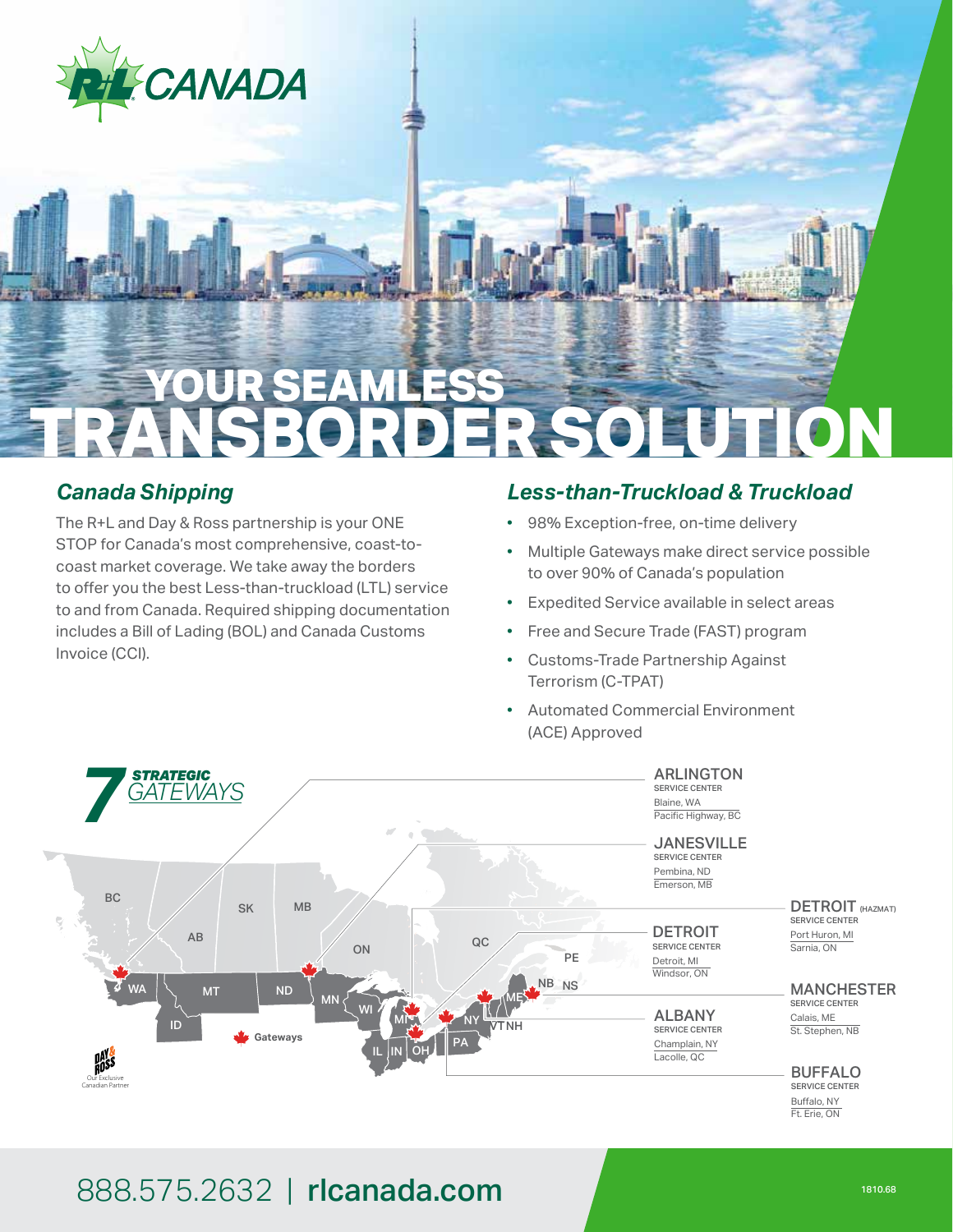R+L CANADA

# YOUR SEAMLESS TRANSBORDER SOLUTION

## *Canada Shipping*

The R+L and Day & Ross partnership is your ONE STOP for Canada's most comprehensive, coast-to-coast market coverage. We take away the borders to offer you the best Less-than-truckload (LTL) service to and from Canada. Required shipping documentation includes a Bill of Lading (BOL) and Canada Customs Invoice (CCI).

## *Less-than-Truckload & Truckload*

- 98% Exception-free, on-time delivery
- Multiple Gateways make direct service possible to over 90% of Canada's population
- Expedited Service available in select areas
- Free and Secure Trade (FAST) program
- Customs-Trade Partnership Against Terrorism (C-TPAT)
- Automated Commercial Environment (ACE) Approved

## 7 STRATEGIC GATEWAYS

**ARLINGTON** SERVICE CENTER
Blaine, WA
Pacific Highway, BC

**JANESVILLE** SERVICE CENTER
Pembina, ND
Emerson, MB

**DETROIT** SERVICE CENTER
Detroit, MI
Windsor, ON

**ALBANY** SERVICE CENTER
Champlain, NY
Lacolle, QC

**DETROIT** (HAZMAT) SERVICE CENTER
Port Huron, MI
Sarnia, ON

**MANCHESTER** SERVICE CENTER
Calais, ME
St. Stephen, NB

**BUFFALO** SERVICE CENTER
Buffalo, NY
Ft. Erie, ON

Gateways

DAY & ROSS — Our Exclusive Canadian Partner

888.575.2632 | **rlcanada.com**

1810.68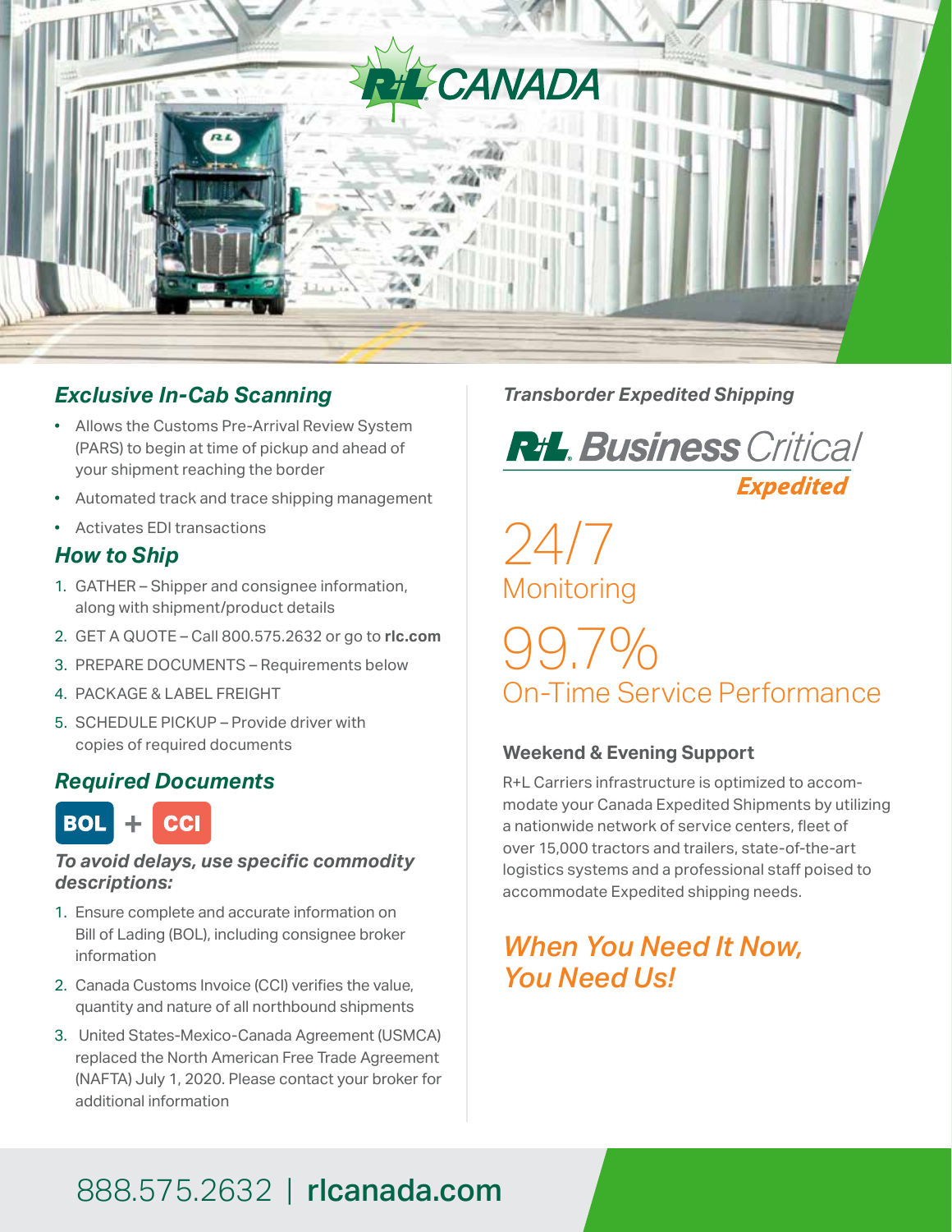# R+L CANADA

## Exclusive In-Cab Scanning

- Allows the Customs Pre-Arrival Review System (PARS) to begin at time of pickup and ahead of your shipment reaching the border
- Automated track and trace shipping management
- Activates EDI transactions

## How to Ship

1. GATHER – Shipper and consignee information, along with shipment/product details
2. GET A QUOTE – Call 800.575.2632 or go to **rlc.com**
3. PREPARE DOCUMENTS – Requirements below
4. PACKAGE & LABEL FREIGHT
5. SCHEDULE PICKUP – Provide driver with copies of required documents

## Required Documents

**BOL** + **CCI**

***To avoid delays, use specific commodity descriptions:***

1. Ensure complete and accurate information on Bill of Lading (BOL), including consignee broker information
2. Canada Customs Invoice (CCI) verifies the value, quantity and nature of all northbound shipments
3. United States-Mexico-Canada Agreement (USMCA) replaced the North American Free Trade Agreement (NAFTA) July 1, 2020. Please contact your broker for additional information

***Transborder Expedited Shipping***

**R+L Business Critical *Expedited***

24/7
Monitoring

99.7%
On-Time Service Performance

### Weekend & Evening Support

R+L Carriers infrastructure is optimized to accommodate your Canada Expedited Shipments by utilizing a nationwide network of service centers, fleet of over 15,000 tractors and trailers, state-of-the-art logistics systems and a professional staff poised to accommodate Expedited shipping needs.

## *When You Need It Now, You Need Us!*

888.575.2632 | **rlcanada.com**